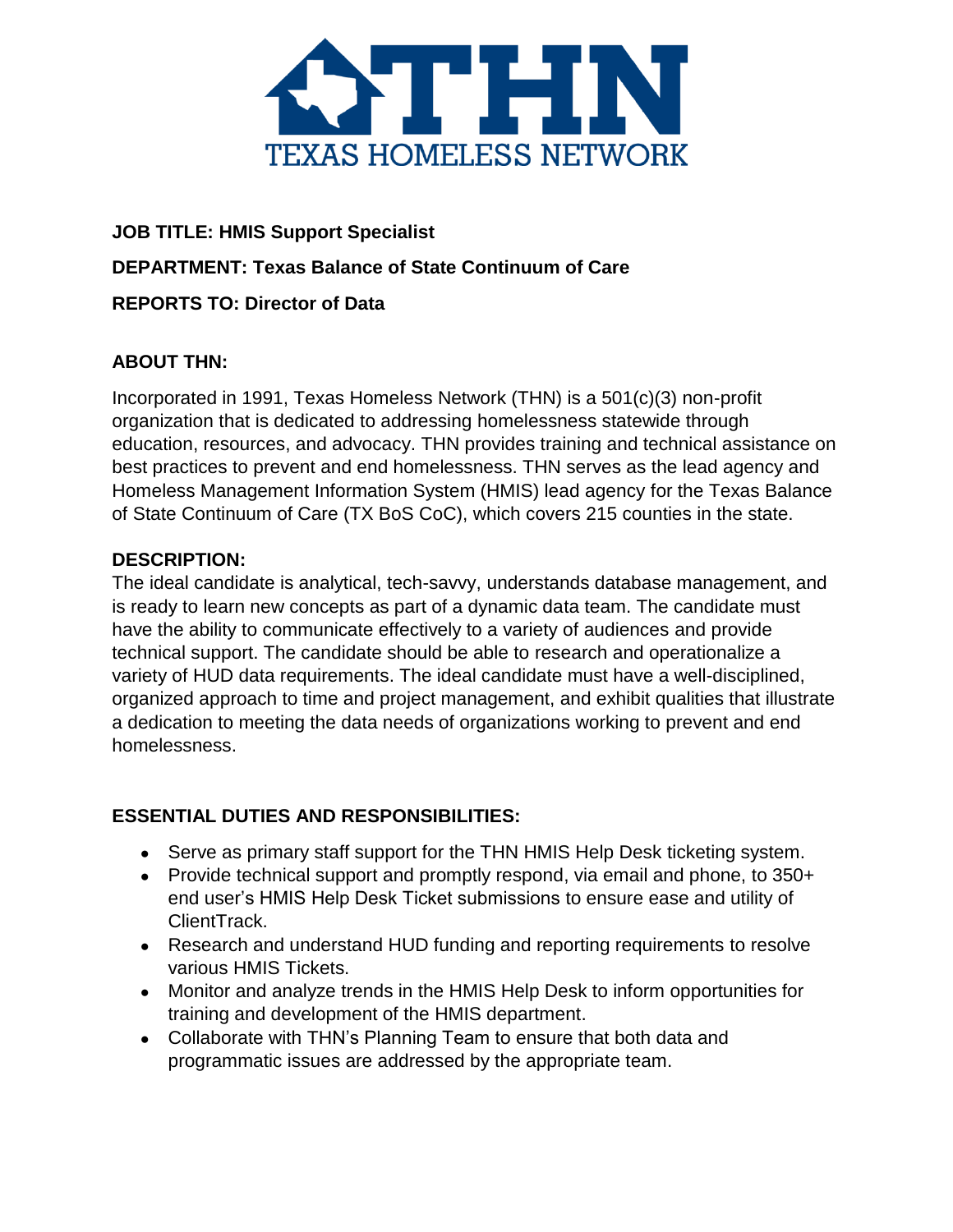# THN
TEXAS HOMELESS NETWORK

**JOB TITLE: HMIS Support Specialist**

**DEPARTMENT: Texas Balance of State Continuum of Care**

**REPORTS TO: Director of Data**

## ABOUT THN:

Incorporated in 1991, Texas Homeless Network (THN) is a 501(c)(3) non-profit organization that is dedicated to addressing homelessness statewide through education, resources, and advocacy. THN provides training and technical assistance on best practices to prevent and end homelessness. THN serves as the lead agency and Homeless Management Information System (HMIS) lead agency for the Texas Balance of State Continuum of Care (TX BoS CoC), which covers 215 counties in the state.

## DESCRIPTION:

The ideal candidate is analytical, tech-savvy, understands database management, and is ready to learn new concepts as part of a dynamic data team. The candidate must have the ability to communicate effectively to a variety of audiences and provide technical support. The candidate should be able to research and operationalize a variety of HUD data requirements. The ideal candidate must have a well-disciplined, organized approach to time and project management, and exhibit qualities that illustrate a dedication to meeting the data needs of organizations working to prevent and end homelessness.

## ESSENTIAL DUTIES AND RESPONSIBILITIES:

- Serve as primary staff support for the THN HMIS Help Desk ticketing system.
- Provide technical support and promptly respond, via email and phone, to 350+ end user's HMIS Help Desk Ticket submissions to ensure ease and utility of ClientTrack.
- Research and understand HUD funding and reporting requirements to resolve various HMIS Tickets.
- Monitor and analyze trends in the HMIS Help Desk to inform opportunities for training and development of the HMIS department.
- Collaborate with THN's Planning Team to ensure that both data and programmatic issues are addressed by the appropriate team.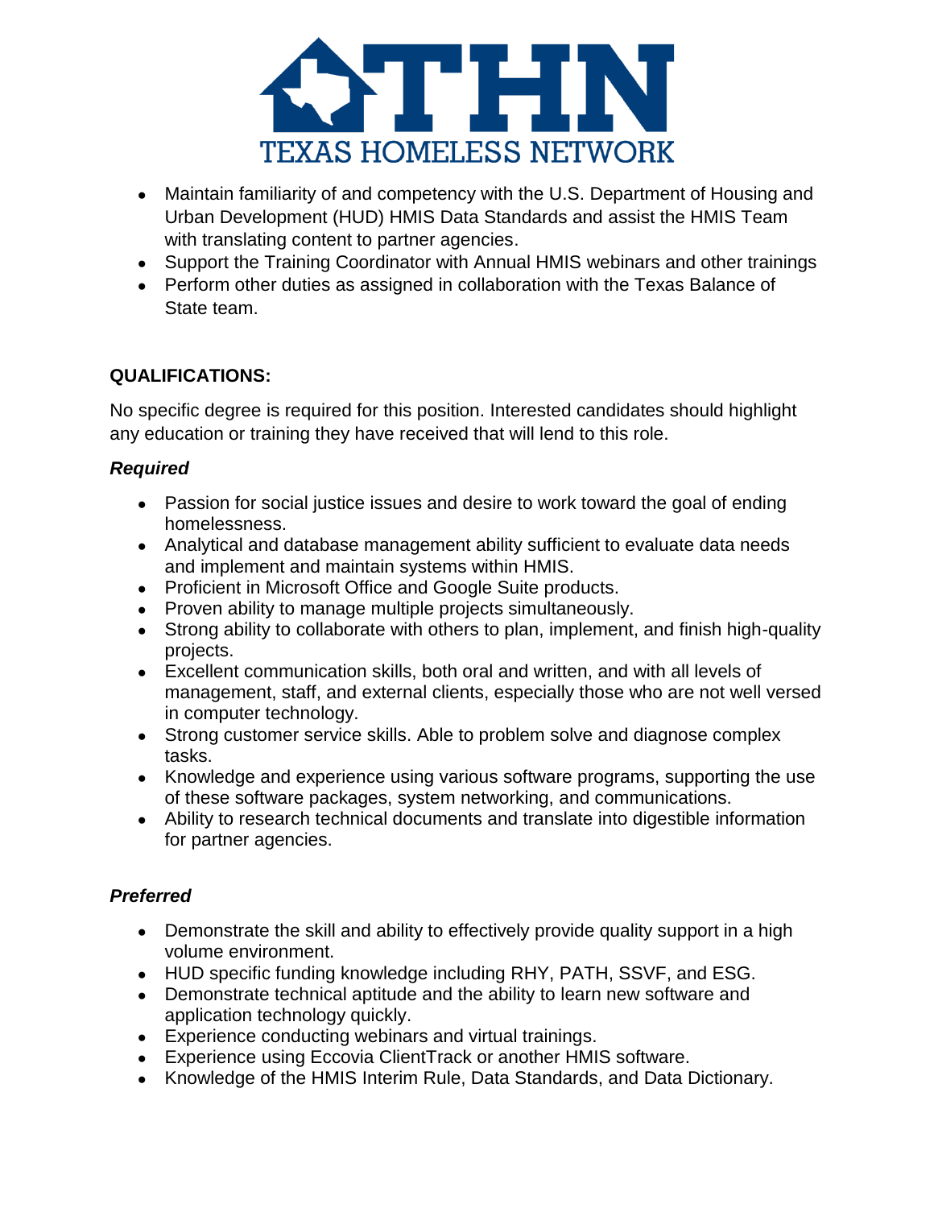- Maintain familiarity of and competency with the U.S. Department of Housing and Urban Development (HUD) HMIS Data Standards and assist the HMIS Team with translating content to partner agencies.
- Support the Training Coordinator with Annual HMIS webinars and other trainings
- Perform other duties as assigned in collaboration with the Texas Balance of State team.

**QUALIFICATIONS:**

No specific degree is required for this position. Interested candidates should highlight any education or training they have received that will lend to this role.

***Required***

- Passion for social justice issues and desire to work toward the goal of ending homelessness.
- Analytical and database management ability sufficient to evaluate data needs and implement and maintain systems within HMIS.
- Proficient in Microsoft Office and Google Suite products.
- Proven ability to manage multiple projects simultaneously.
- Strong ability to collaborate with others to plan, implement, and finish high-quality projects.
- Excellent communication skills, both oral and written, and with all levels of management, staff, and external clients, especially those who are not well versed in computer technology.
- Strong customer service skills. Able to problem solve and diagnose complex tasks.
- Knowledge and experience using various software programs, supporting the use of these software packages, system networking, and communications.
- Ability to research technical documents and translate into digestible information for partner agencies.

***Preferred***

- Demonstrate the skill and ability to effectively provide quality support in a high volume environment.
- HUD specific funding knowledge including RHY, PATH, SSVF, and ESG.
- Demonstrate technical aptitude and the ability to learn new software and application technology quickly.
- Experience conducting webinars and virtual trainings.
- Experience using Eccovia ClientTrack or another HMIS software.
- Knowledge of the HMIS Interim Rule, Data Standards, and Data Dictionary.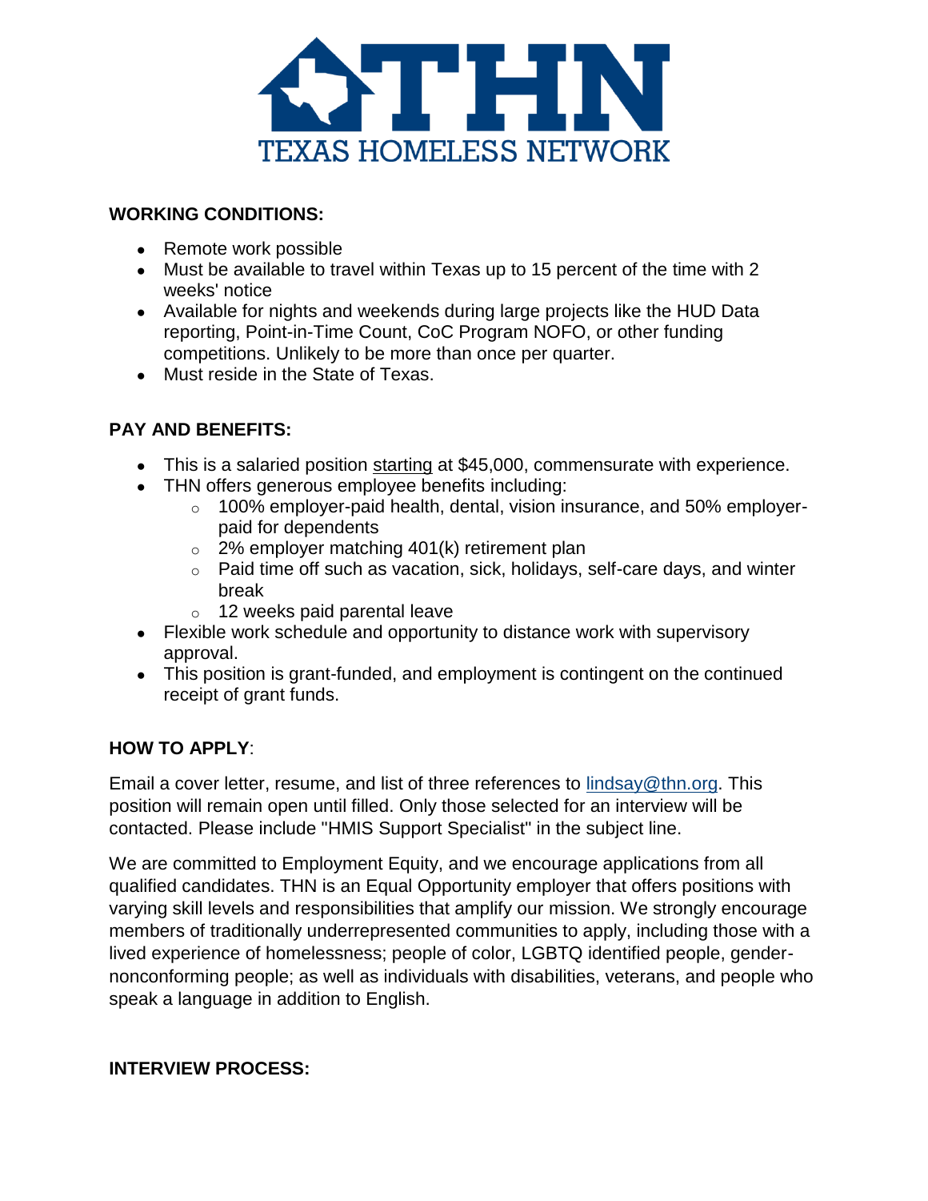**WORKING CONDITIONS:**

- Remote work possible
- Must be available to travel within Texas up to 15 percent of the time with 2 weeks' notice
- Available for nights and weekends during large projects like the HUD Data reporting, Point-in-Time Count, CoC Program NOFO, or other funding competitions. Unlikely to be more than once per quarter.
- Must reside in the State of Texas.

**PAY AND BENEFITS:**

- This is a salaried position starting at $45,000, commensurate with experience.
- THN offers generous employee benefits including:
  - 100% employer-paid health, dental, vision insurance, and 50% employer-paid for dependents
  - 2% employer matching 401(k) retirement plan
  - Paid time off such as vacation, sick, holidays, self-care days, and winter break
  - 12 weeks paid parental leave
- Flexible work schedule and opportunity to distance work with supervisory approval.
- This position is grant-funded, and employment is contingent on the continued receipt of grant funds.

**HOW TO APPLY**:

Email a cover letter, resume, and list of three references to lindsay@thn.org. This position will remain open until filled. Only those selected for an interview will be contacted. Please include "HMIS Support Specialist" in the subject line.

We are committed to Employment Equity, and we encourage applications from all qualified candidates. THN is an Equal Opportunity employer that offers positions with varying skill levels and responsibilities that amplify our mission. We strongly encourage members of traditionally underrepresented communities to apply, including those with a lived experience of homelessness; people of color, LGBTQ identified people, gender-nonconforming people; as well as individuals with disabilities, veterans, and people who speak a language in addition to English.

**INTERVIEW PROCESS:**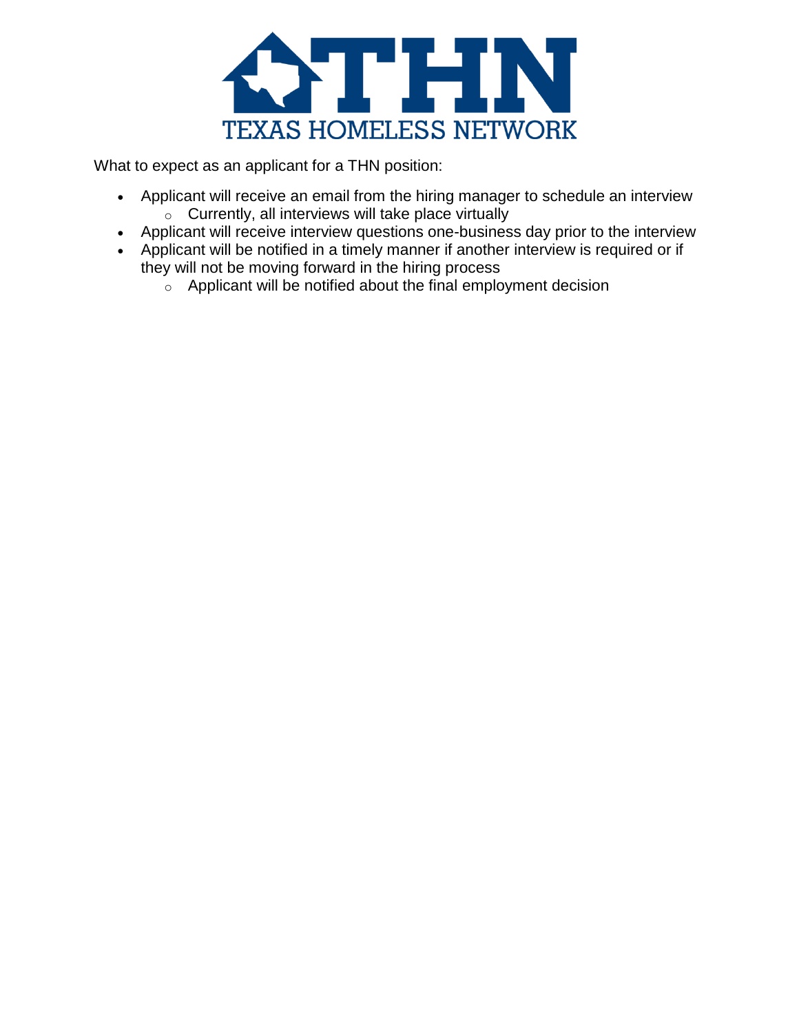THN

TEXAS HOMELESS NETWORK

What to expect as an applicant for a THN position:

- Applicant will receive an email from the hiring manager to schedule an interview
  - Currently, all interviews will take place virtually
- Applicant will receive interview questions one-business day prior to the interview
- Applicant will be notified in a timely manner if another interview is required or if they will not be moving forward in the hiring process
  - Applicant will be notified about the final employment decision